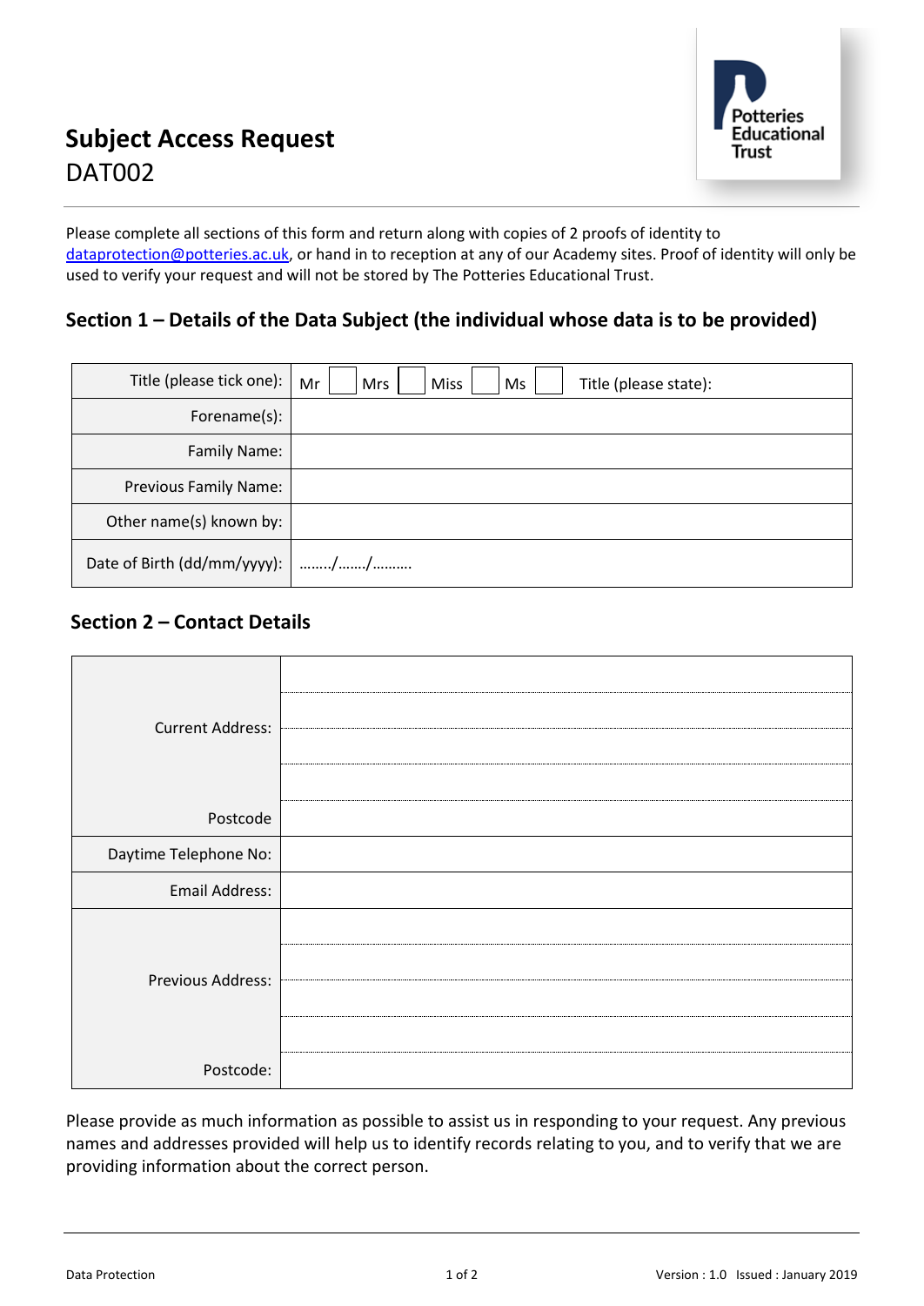# Subject Access Request

DAT002

Please complete all sections of this form and return along with copies of 2 proofs of identity to dataprotection@potteries.ac.uk, or hand in to reception at any of our Academy sites. Proof of identity will only be used to verify your request and will not be stored by The Potteries Educational Trust.

## Section 1 – Details of the Data Subject (the individual whose data is to be provided)

| | |
|---|---|
| Title (please tick one): | Mr ☐ Mrs ☐ Miss ☐ Ms ☐ Title (please state): |
| Forename(s): | |
| Family Name: | |
| Previous Family Name: | |
| Other name(s) known by: | |
| Date of Birth (dd/mm/yyyy): | ……../……./………. |

## Section 2 – Contact Details

| | |
|---|---|
| Current Address: | |
| Postcode | |
| Daytime Telephone No: | |
| Email Address: | |
| Previous Address: | |
| Postcode: | |

Please provide as much information as possible to assist us in responding to your request. Any previous names and addresses provided will help us to identify records relating to you, and to verify that we are providing information about the correct person.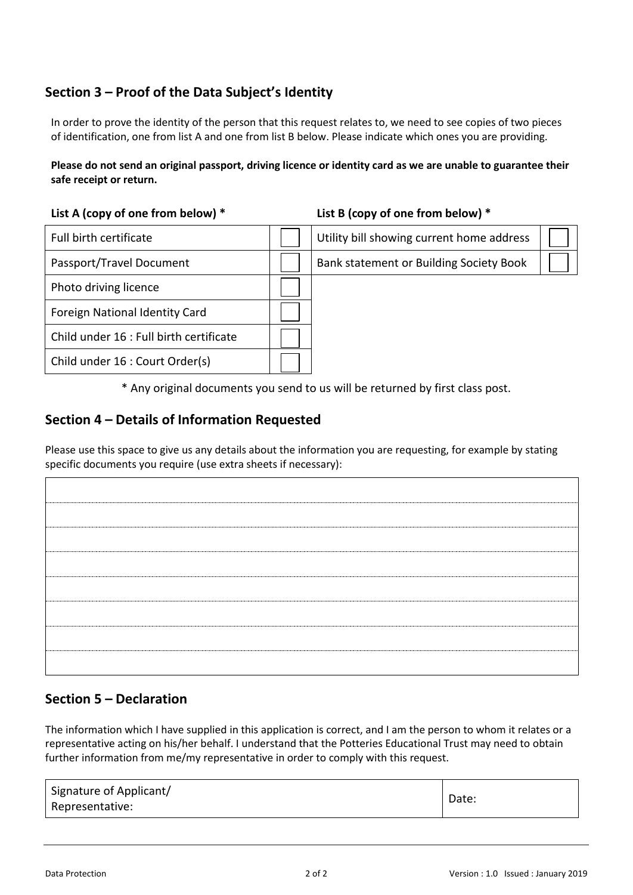## Section 3 – Proof of the Data Subject's Identity

In order to prove the identity of the person that this request relates to, we need to see copies of two pieces of identification, one from list A and one from list B below. Please indicate which ones you are providing.

**Please do not send an original passport, driving licence or identity card as we are unable to guarantee their safe receipt or return.**

**List A (copy of one from below) \***

| | |
|---|---|
| Full birth certificate | ☐ |
| Passport/Travel Document | ☐ |
| Photo driving licence | ☐ |
| Foreign National Identity Card | ☐ |
| Child under 16 : Full birth certificate | ☐ |
| Child under 16 : Court Order(s) | ☐ |

**List B (copy of one from below) \***

| | |
|---|---|
| Utility bill showing current home address | ☐ |
| Bank statement or Building Society Book | ☐ |

\* Any original documents you send to us will be returned by first class post.

## Section 4 – Details of Information Requested

Please use this space to give us any details about the information you are requesting, for example by stating specific documents you require (use extra sheets if necessary):

| |
|---|
| |
| |
| |
| |
| |
| |
| |
| |

## Section 5 – Declaration

The information which I have supplied in this application is correct, and I am the person to whom it relates or a representative acting on his/her behalf. I understand that the Potteries Educational Trust may need to obtain further information from me/my representative in order to comply with this request.

| | |
|---|---|
| Signature of Applicant/ Representative: | Date: |